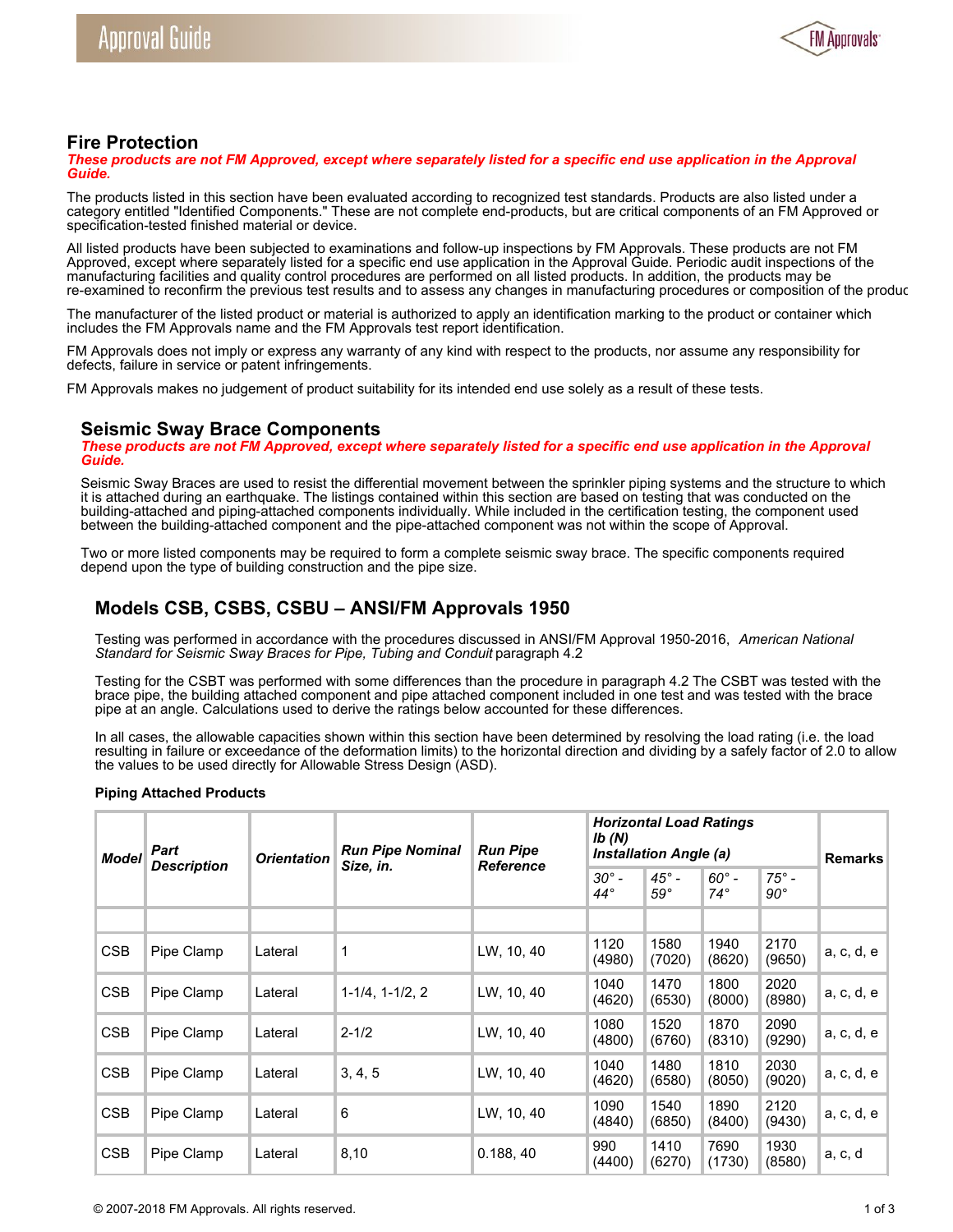# Fire Protection

***These products are not FM Approved, except where separately listed for a specific end use application in the Approval Guide.***

The products listed in this section have been evaluated according to recognized test standards. Products are also listed under a category entitled "Identified Components." These are not complete end-products, but are critical components of an FM Approved or specification-tested finished material or device.

All listed products have been subjected to examinations and follow-up inspections by FM Approvals. These products are not FM Approved, except where separately listed for a specific end use application in the Approval Guide. Periodic audit inspections of the manufacturing facilities and quality control procedures are performed on all listed products. In addition, the products may be re-examined to reconfirm the previous test results and to assess any changes in manufacturing procedures or composition of the produc

The manufacturer of the listed product or material is authorized to apply an identification marking to the product or container which includes the FM Approvals name and the FM Approvals test report identification.

FM Approvals does not imply or express any warranty of any kind with respect to the products, nor assume any responsibility for defects, failure in service or patent infringements.

FM Approvals makes no judgement of product suitability for its intended end use solely as a result of these tests.

## Seismic Sway Brace Components

***These products are not FM Approved, except where separately listed for a specific end use application in the Approval Guide.***

Seismic Sway Braces are used to resist the differential movement between the sprinkler piping systems and the structure to which it is attached during an earthquake. The listings contained within this section are based on testing that was conducted on the building-attached and piping-attached components individually. While included in the certification testing, the component used between the building-attached component and the pipe-attached component was not within the scope of Approval.

Two or more listed components may be required to form a complete seismic sway brace. The specific components required depend upon the type of building construction and the pipe size.

### Models CSB, CSBS, CSBU – ANSI/FM Approvals 1950

Testing was performed in accordance with the procedures discussed in ANSI/FM Approval 1950-2016, *American National Standard for Seismic Sway Braces for Pipe, Tubing and Conduit* paragraph 4.2

Testing for the CSBT was performed with some differences than the procedure in paragraph 4.2 The CSBT was tested with the brace pipe, the building attached component and pipe attached component included in one test and was tested with the brace pipe at an angle. Calculations used to derive the ratings below accounted for these differences.

In all cases, the allowable capacities shown within this section have been determined by resolving the load rating (i.e. the load resulting in failure or exceedance of the deformation limits) to the horizontal direction and dividing by a safely factor of 2.0 to allow the values to be used directly for Allowable Stress Design (ASD).

**Piping Attached Products**

| ***Model*** | ***Part Description*** | ***Orientation*** | ***Run Pipe Nominal Size, in.*** | ***Run Pipe Reference*** | ***Horizontal Load Ratings lb (N) Installation Angle (a)*** | | | | ***Remarks*** |
|---|---|---|---|---|---|---|---|---|---|
| | | | | | *30° - 44°* | *45° - 59°* | *60° - 74°* | *75° - 90°* | |
| | | | | | | | | | |
| CSB | Pipe Clamp | Lateral | 1 | LW, 10, 40 | 1120 (4980) | 1580 (7020) | 1940 (8620) | 2170 (9650) | a, c, d, e |
| CSB | Pipe Clamp | Lateral | 1-1/4, 1-1/2, 2 | LW, 10, 40 | 1040 (4620) | 1470 (6530) | 1800 (8000) | 2020 (8980) | a, c, d, e |
| CSB | Pipe Clamp | Lateral | 2-1/2 | LW, 10, 40 | 1080 (4800) | 1520 (6760) | 1870 (8310) | 2090 (9290) | a, c, d, e |
| CSB | Pipe Clamp | Lateral | 3, 4, 5 | LW, 10, 40 | 1040 (4620) | 1480 (6580) | 1810 (8050) | 2030 (9020) | a, c, d, e |
| CSB | Pipe Clamp | Lateral | 6 | LW, 10, 40 | 1090 (4840) | 1540 (6850) | 1890 (8400) | 2120 (9430) | a, c, d, e |
| CSB | Pipe Clamp | Lateral | 8,10 | 0.188, 40 | 990 (4400) | 1410 (6270) | 7690 (1730) | 1930 (8580) | a, c, d |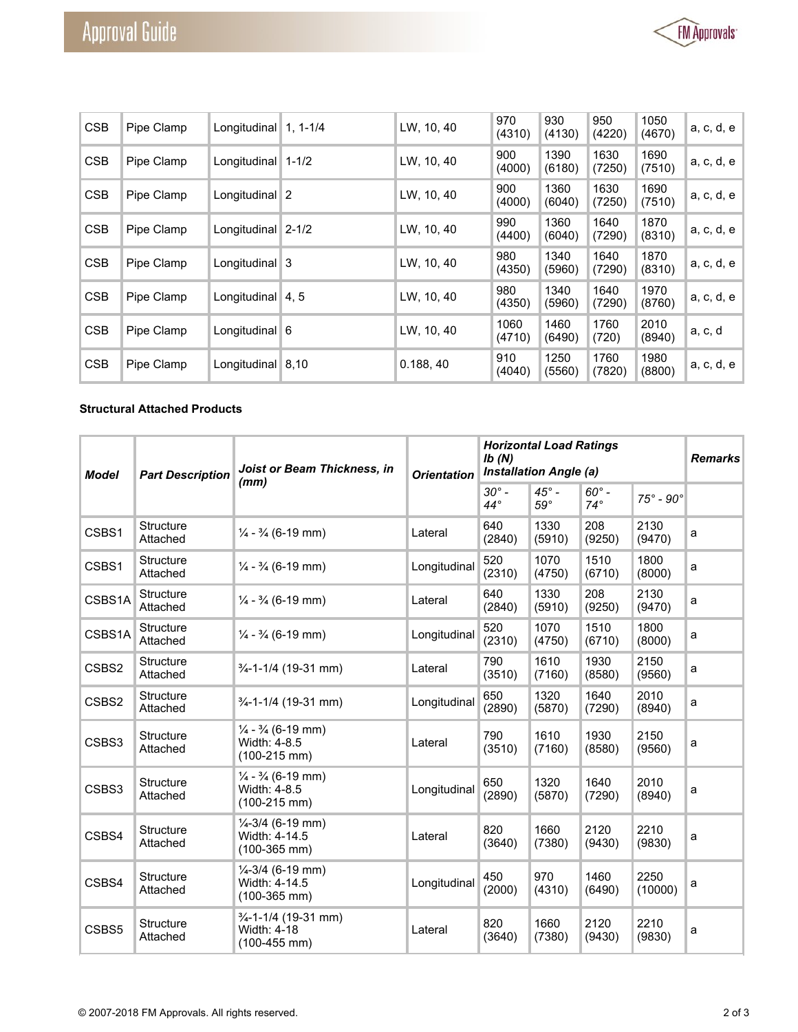| CSB | Pipe Clamp | Longitudinal | 1, 1-1/4 | LW, 10, 40 | 970 (4310) | 930 (4130) | 950 (4220) | 1050 (4670) | a, c, d, e |
|---|---|---|---|---|---|---|---|---|---|
| CSB | Pipe Clamp | Longitudinal | 1-1/2 | LW, 10, 40 | 900 (4000) | 1390 (6180) | 1630 (7250) | 1690 (7510) | a, c, d, e |
| CSB | Pipe Clamp | Longitudinal | 2 | LW, 10, 40 | 900 (4000) | 1360 (6040) | 1630 (7250) | 1690 (7510) | a, c, d, e |
| CSB | Pipe Clamp | Longitudinal | 2-1/2 | LW, 10, 40 | 990 (4400) | 1360 (6040) | 1640 (7290) | 1870 (8310) | a, c, d, e |
| CSB | Pipe Clamp | Longitudinal | 3 | LW, 10, 40 | 980 (4350) | 1340 (5960) | 1640 (7290) | 1870 (8310) | a, c, d, e |
| CSB | Pipe Clamp | Longitudinal | 4, 5 | LW, 10, 40 | 980 (4350) | 1340 (5960) | 1640 (7290) | 1970 (8760) | a, c, d, e |
| CSB | Pipe Clamp | Longitudinal | 6 | LW, 10, 40 | 1060 (4710) | 1460 (6490) | 1760 (720) | 2010 (8940) | a, c, d |
| CSB | Pipe Clamp | Longitudinal | 8,10 | 0.188, 40 | 910 (4040) | 1250 (5560) | 1760 (7820) | 1980 (8800) | a, c, d, e |

**Structural Attached Products**

| Model | Part Description | Joist or Beam Thickness, in (mm) | Orientation | *Horizontal Load Ratings lb (N) Installation Angle (a)* | | | | Remarks |
|---|---|---|---|---|---|---|---|---|
| | | | | *30° - 44°* | *45° - 59°* | *60° - 74°* | *75° - 90°* | |
| CSBS1 | Structure Attached | ¼ - ¾ (6-19 mm) | Lateral | 640 (2840) | 1330 (5910) | 208 (9250) | 2130 (9470) | a |
| CSBS1 | Structure Attached | ¼ - ¾ (6-19 mm) | Longitudinal | 520 (2310) | 1070 (4750) | 1510 (6710) | 1800 (8000) | a |
| CSBS1A | Structure Attached | ¼ - ¾ (6-19 mm) | Lateral | 640 (2840) | 1330 (5910) | 208 (9250) | 2130 (9470) | a |
| CSBS1A | Structure Attached | ¼ - ¾ (6-19 mm) | Longitudinal | 520 (2310) | 1070 (4750) | 1510 (6710) | 1800 (8000) | a |
| CSBS2 | Structure Attached | ¾-1-1/4 (19-31 mm) | Lateral | 790 (3510) | 1610 (7160) | 1930 (8580) | 2150 (9560) | a |
| CSBS2 | Structure Attached | ¾-1-1/4 (19-31 mm) | Longitudinal | 650 (2890) | 1320 (5870) | 1640 (7290) | 2010 (8940) | a |
| CSBS3 | Structure Attached | ¼ - ¾ (6-19 mm) Width: 4-8.5 (100-215 mm) | Lateral | 790 (3510) | 1610 (7160) | 1930 (8580) | 2150 (9560) | a |
| CSBS3 | Structure Attached | ¼ - ¾ (6-19 mm) Width: 4-8.5 (100-215 mm) | Longitudinal | 650 (2890) | 1320 (5870) | 1640 (7290) | 2010 (8940) | a |
| CSBS4 | Structure Attached | ¼-3/4 (6-19 mm) Width: 4-14.5 (100-365 mm) | Lateral | 820 (3640) | 1660 (7380) | 2120 (9430) | 2210 (9830) | a |
| CSBS4 | Structure Attached | ¼-3/4 (6-19 mm) Width: 4-14.5 (100-365 mm) | Longitudinal | 450 (2000) | 970 (4310) | 1460 (6490) | 2250 (10000) | a |
| CSBS5 | Structure Attached | ¾-1-1/4 (19-31 mm) Width: 4-18 (100-455 mm) | Lateral | 820 (3640) | 1660 (7380) | 2120 (9430) | 2210 (9830) | a |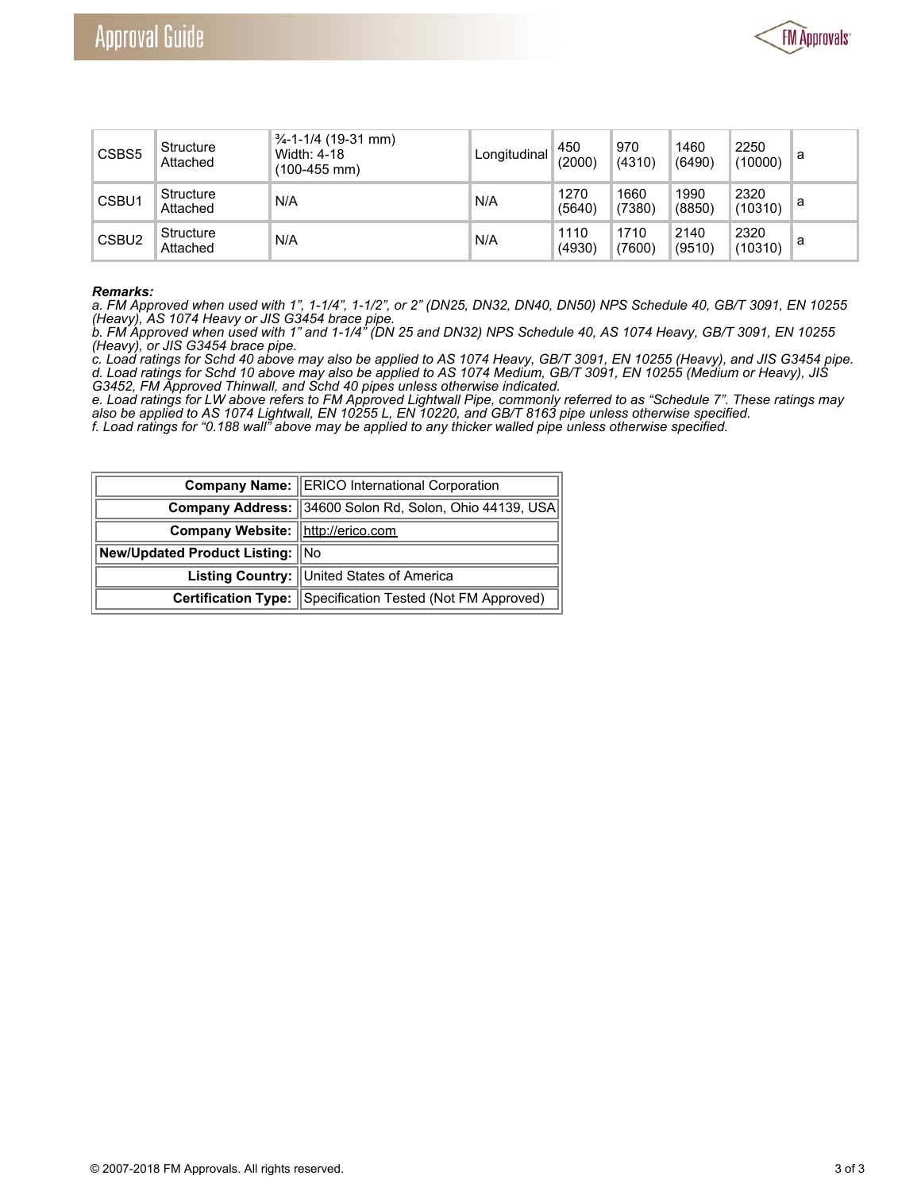| | | | | | | | | |
|---|---|---|---|---|---|---|---|---|
| CSBS5 | Structure Attached | ¾-1-1/4 (19-31 mm) Width: 4-18 (100-455 mm) | Longitudinal | 450 (2000) | 970 (4310) | 1460 (6490) | 2250 (10000) | a |
| CSBU1 | Structure Attached | N/A | N/A | 1270 (5640) | 1660 (7380) | 1990 (8850) | 2320 (10310) | a |
| CSBU2 | Structure Attached | N/A | N/A | 1110 (4930) | 1710 (7600) | 2140 (9510) | 2320 (10310) | a |

***Remarks:***

*a. FM Approved when used with 1”, 1-1/4”, 1-1/2”, or 2” (DN25, DN32, DN40, DN50) NPS Schedule 40, GB/T 3091, EN 10255 (Heavy), AS 1074 Heavy or JIS G3454 brace pipe.*
*b. FM Approved when used with 1” and 1-1/4” (DN 25 and DN32) NPS Schedule 40, AS 1074 Heavy, GB/T 3091, EN 10255 (Heavy), or JIS G3454 brace pipe.*
*c. Load ratings for Schd 40 above may also be applied to AS 1074 Heavy, GB/T 3091, EN 10255 (Heavy), and JIS G3454 pipe.*
*d. Load ratings for Schd 10 above may also be applied to AS 1074 Medium, GB/T 3091, EN 10255 (Medium or Heavy), JIS G3452, FM Approved Thinwall, and Schd 40 pipes unless otherwise indicated.*
*e. Load ratings for LW above refers to FM Approved Lightwall Pipe, commonly referred to as “Schedule 7”. These ratings may also be applied to AS 1074 Lightwall, EN 10255 L, EN 10220, and GB/T 8163 pipe unless otherwise specified.*
*f. Load ratings for “0.188 wall” above may be applied to any thicker walled pipe unless otherwise specified.*

| | |
|---|---|
| **Company Name:** | ERICO International Corporation |
| **Company Address:** | 34600 Solon Rd, Solon, Ohio 44139, USA |
| **Company Website:** | http://erico.com |
| **New/Updated Product Listing:** | No |
| **Listing Country:** | United States of America |
| **Certification Type:** | Specification Tested (Not FM Approved) |

© 2007-2018 FM Approvals. All rights reserved.